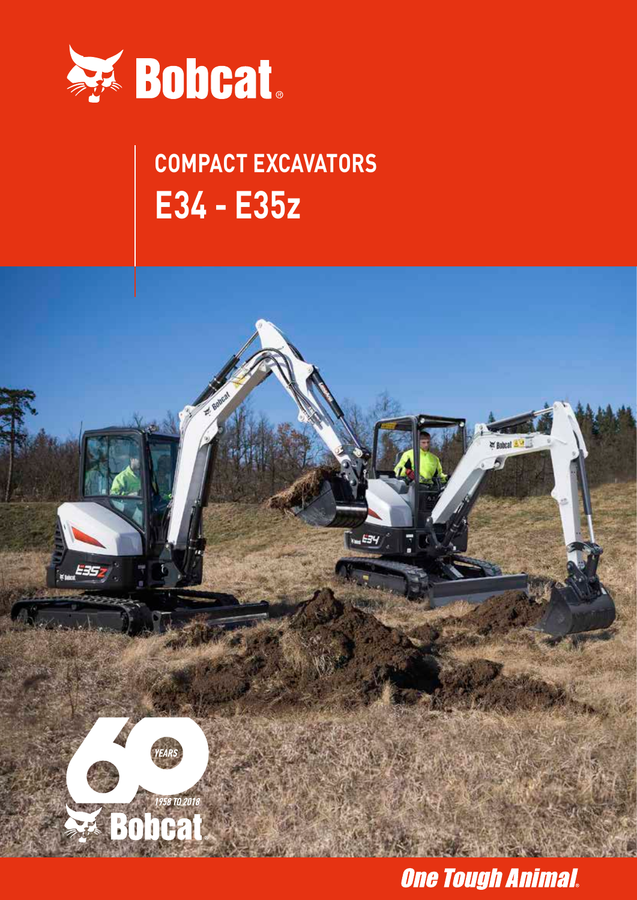Bobcat

# COMPACT EXCAVATORS
## E34 - E35z

60 YEARS 1958 TO 2018 Bobcat

*One Tough Animal*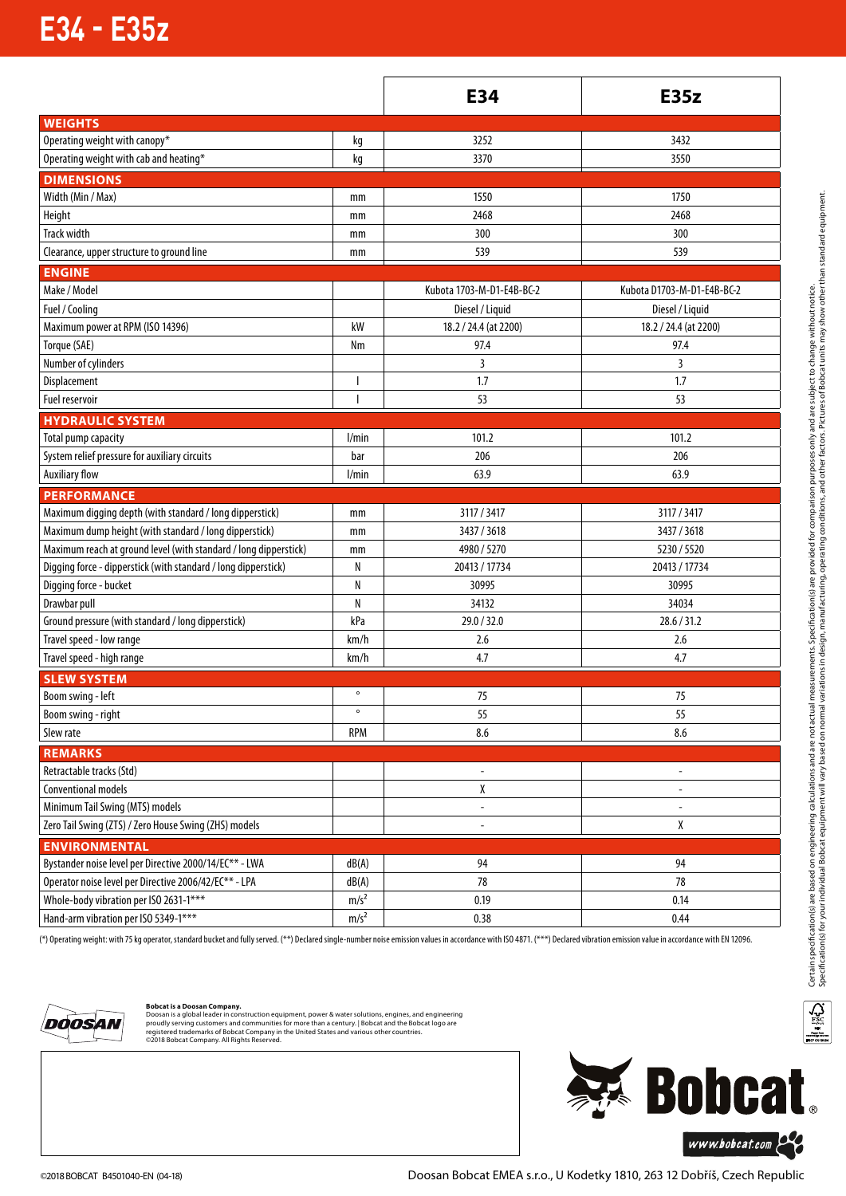# E34 - E35z

| | | E34 | E35z |
|---|---|---|---|
| **WEIGHTS** | | | |
| Operating weight with canopy* | kg | 3252 | 3432 |
| Operating weight with cab and heating* | kg | 3370 | 3550 |
| **DIMENSIONS** | | | |
| Width (Min / Max) | mm | 1550 | 1750 |
| Height | mm | 2468 | 2468 |
| Track width | mm | 300 | 300 |
| Clearance, upper structure to ground line | mm | 539 | 539 |
| **ENGINE** | | | |
| Make / Model | | Kubota 1703-M-D1-E4B-BC-2 | Kubota D1703-M-D1-E4B-BC-2 |
| Fuel / Cooling | | Diesel / Liquid | Diesel / Liquid |
| Maximum power at RPM (ISO 14396) | kW | 18.2 / 24.4 (at 2200) | 18.2 / 24.4 (at 2200) |
| Torque (SAE) | Nm | 97.4 | 97.4 |
| Number of cylinders | | 3 | 3 |
| Displacement | l | 1.7 | 1.7 |
| Fuel reservoir | l | 53 | 53 |
| **HYDRAULIC SYSTEM** | | | |
| Total pump capacity | l/min | 101.2 | 101.2 |
| System relief pressure for auxiliary circuits | bar | 206 | 206 |
| Auxiliary flow | l/min | 63.9 | 63.9 |
| **PERFORMANCE** | | | |
| Maximum digging depth (with standard / long dipperstick) | mm | 3117 / 3417 | 3117 / 3417 |
| Maximum dump height (with standard / long dipperstick) | mm | 3437 / 3618 | 3437 / 3618 |
| Maximum reach at ground level (with standard / long dipperstick) | mm | 4980 / 5270 | 5230 / 5520 |
| Digging force - dipperstick (with standard / long dipperstick) | N | 20413 / 17734 | 20413 / 17734 |
| Digging force - bucket | N | 30995 | 30995 |
| Drawbar pull | N | 34132 | 34034 |
| Ground pressure (with standard / long dipperstick) | kPa | 29.0 / 32.0 | 28.6 / 31.2 |
| Travel speed - low range | km/h | 2.6 | 2.6 |
| Travel speed - high range | km/h | 4.7 | 4.7 |
| **SLEW SYSTEM** | | | |
| Boom swing - left | ° | 75 | 75 |
| Boom swing - right | ° | 55 | 55 |
| Slew rate | RPM | 8.6 | 8.6 |
| **REMARKS** | | | |
| Retractable tracks (Std) | | - | - |
| Conventional models | | X | - |
| Minimum Tail Swing (MTS) models | | - | - |
| Zero Tail Swing (ZTS) / Zero House Swing (ZHS) models | | - | X |
| **ENVIRONMENTAL** | | | |
| Bystander noise level per Directive 2000/14/EC** - LWA | dB(A) | 94 | 94 |
| Operator noise level per Directive 2006/42/EC** - LPA | dB(A) | 78 | 78 |
| Whole-body vibration per ISO 2631-1*** | $m/s^2$ | 0.19 | 0.14 |
| Hand-arm vibration per ISO 5349-1*** | $m/s^2$ | 0.38 | 0.44 |

(*) Operating weight: with 75 kg operator, standard bucket and fully served. (**) Declared single-number noise emission values in accordance with ISO 4871. (***) Declared vibration emission value in accordance with EN 12096.

Certain specification(s) are based on engineering calculations and are not actual measurements. Specification(s) are provided for comparison purposes only and are subject to change without notice. Specification(s) for your individual Bobcat equipment will vary based on normal variations in design, manufacturing, operating conditions, and other factors. Pictures of Bobcat units may show other than standard equipment.

**Bobcat is a Doosan Company.**
Doosan is a global leader in construction equipment, power & water solutions, engines, and engineering proudly serving customers and communities for more than a century. | Bobcat and the Bobcat logo are registered trademarks of Bobcat Company in the United States and various other countries.
©2018 Bobcat Company. All Rights Reserved.

www.bobcat.com

©2018 BOBCAT B4501040-EN (04-18)

Doosan Bobcat EMEA s.r.o., U Kodetky 1810, 263 12 Dobříš, Czech Republic